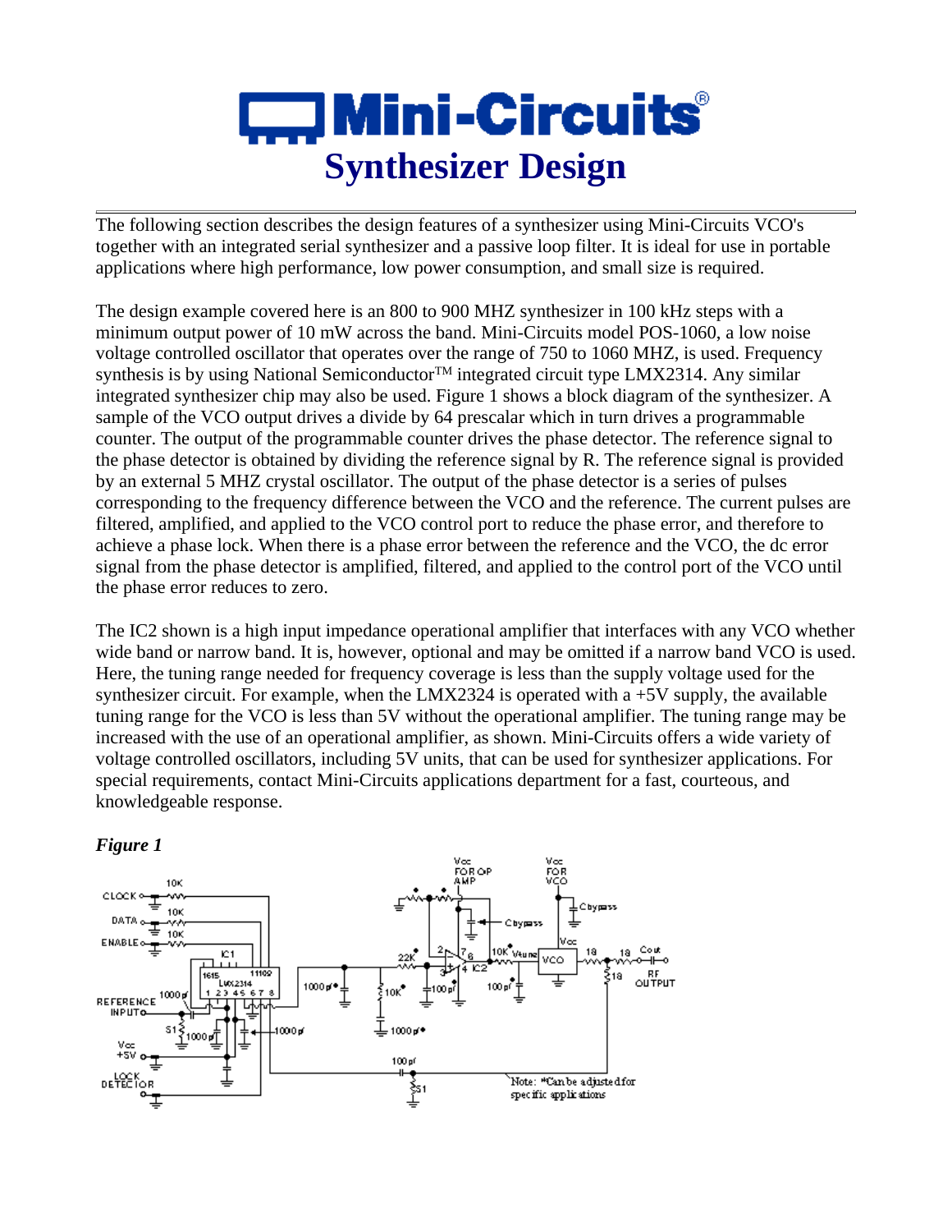# Mini-Circuits

## Synthesizer Design

The following section describes the design features of a synthesizer using Mini-Circuits VCO's together with an integrated serial synthesizer and a passive loop filter. It is ideal for use in portable applications where high performance, low power consumption, and small size is required.

The design example covered here is an 800 to 900 MHZ synthesizer in 100 kHz steps with a minimum output power of 10 mW across the band. Mini-Circuits model POS-1060, a low noise voltage controlled oscillator that operates over the range of 750 to 1060 MHZ, is used. Frequency synthesis is by using National Semiconductor™ integrated circuit type LMX2314. Any similar integrated synthesizer chip may also be used. Figure 1 shows a block diagram of the synthesizer. A sample of the VCO output drives a divide by 64 prescalar which in turn drives a programmable counter. The output of the programmable counter drives the phase detector. The reference signal to the phase detector is obtained by dividing the reference signal by R. The reference signal is provided by an external 5 MHZ crystal oscillator. The output of the phase detector is a series of pulses corresponding to the frequency difference between the VCO and the reference. The current pulses are filtered, amplified, and applied to the VCO control port to reduce the phase error, and therefore to achieve a phase lock. When there is a phase error between the reference and the VCO, the dc error signal from the phase detector is amplified, filtered, and applied to the control port of the VCO until the phase error reduces to zero.

The IC2 shown is a high input impedance operational amplifier that interfaces with any VCO whether wide band or narrow band. It is, however, optional and may be omitted if a narrow band VCO is used. Here, the tuning range needed for frequency coverage is less than the supply voltage used for the synthesizer circuit. For example, when the LMX2324 is operated with a +5V supply, the available tuning range for the VCO is less than 5V without the operational amplifier. The tuning range may be increased with the use of an operational amplifier, as shown. Mini-Circuits offers a wide variety of voltage controlled oscillators, including 5V units, that can be used for synthesizer applications. For special requirements, contact Mini-Circuits applications department for a fast, courteous, and knowledgeable response.

***Figure 1***

Note: *Can be adjusted for specific applications